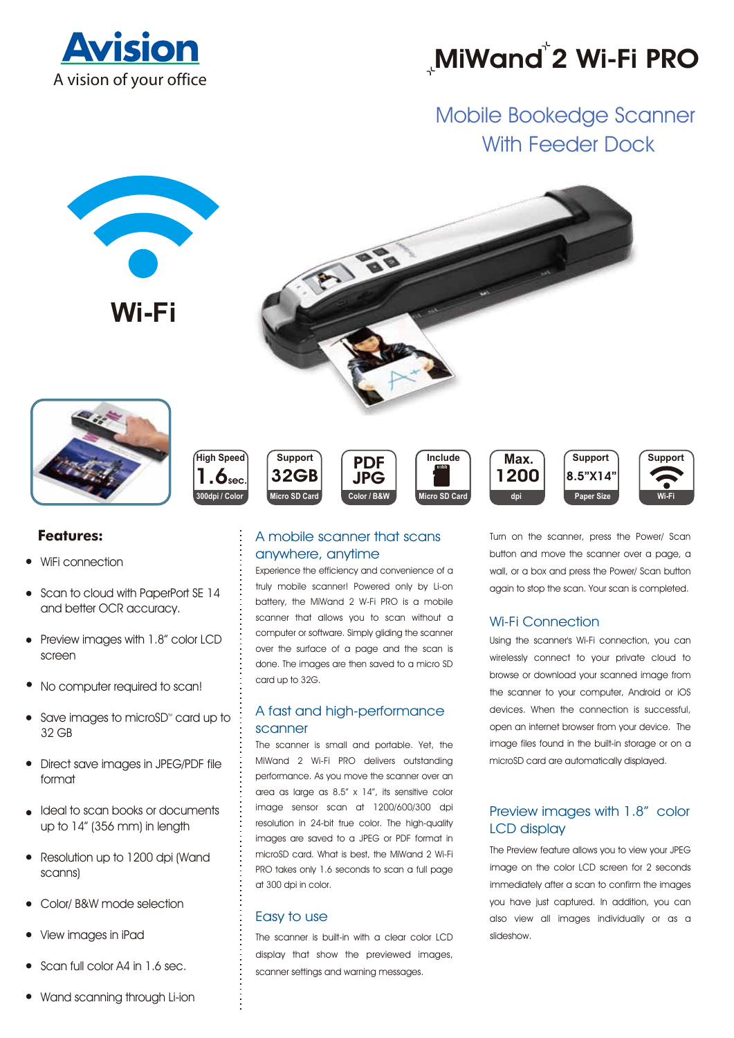Avision

A vision of your office

# MiWand 2 Wi-Fi PRO

## Mobile Bookedge Scanner With Feeder Dock

Wi-Fi

| High Speed 1.6 sec. 300dpi / Color | Support 32GB Micro SD Card | PDF JPG Color / B&W | Include Micro SD Card | Max. 1200 dpi | Support 8.5"X14" Paper Size | Support Wi-Fi |
|---|---|---|---|---|---|---|

### Features:

- WiFi connection
- Scan to cloud with PaperPort SE 14 and better OCR accuracy.
- Preview images with 1.8" color LCD screen
- No computer required to scan!
- Save images to microSD™ card up to 32 GB
- Direct save images in JPEG/PDF file format
- Ideal to scan books or documents up to 14" (356 mm) in length
- Resolution up to 1200 dpi (Wand scanns)
- Color/ B&W mode selection
- View images in iPad
- Scan full color A4 in 1.6 sec.
- Wand scanning through Li-ion

### A mobile scanner that scans anywhere, anytime

Experience the efficiency and convenience of a truly mobile scanner! Powered only by Li-on battery, the MiWand 2 W-Fi PRO is a mobile scanner that allows you to scan without a computer or software. Simply gliding the scanner over the surface of a page and the scan is done. The images are then saved to a micro SD card up to 32G.

### A fast and high-performance scanner

The scanner is small and portable. Yet, the MiWand 2 Wi-Fi PRO delivers outstanding performance. As you move the scanner over an area as large as 8.5" x 14", its sensitive color image sensor scan at 1200/600/300 dpi resolution in 24-bit true color. The high-quality images are saved to a JPEG or PDF format in microSD card. What is best, the MiWand 2 Wi-Fi PRO takes only 1.6 seconds to scan a full page at 300 dpi in color.

### Easy to use

The scanner is built-in with a clear color LCD display that show the previewed images, scanner settings and warning messages.

Turn on the scanner, press the Power/ Scan button and move the scanner over a page, a wall, or a box and press the Power/ Scan button again to stop the scan. Your scan is completed.

### Wi-Fi Connection

Using the scanner's Wi-Fi connection, you can wirelessly connect to your private cloud to browse or download your scanned image from the scanner to your computer, Android or iOS devices. When the connection is successful, open an internet browser from your device. The image files found in the built-in storage or on a microSD card are automatically displayed.

### Preview images with 1.8" color LCD display

The Preview feature allows you to view your JPEG image on the color LCD screen for 2 seconds immediately after a scan to confirm the images you have just captured. In addition, you can also view all images individually or as a slideshow.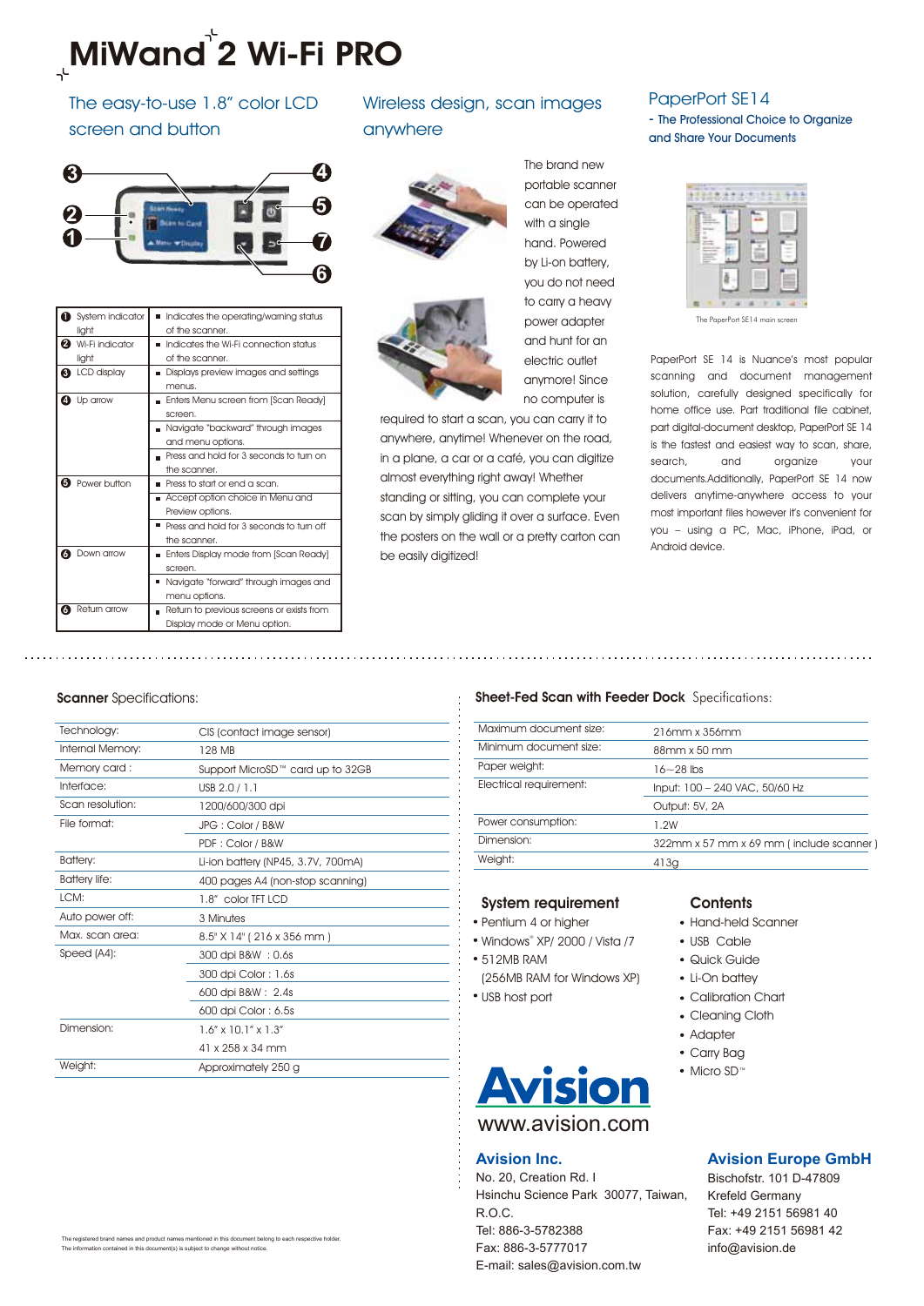# MiWand 2 Wi-Fi PRO

## The easy-to-use 1.8" color LCD screen and button

| | |
|---|---|
| ❶ System indicator light | ■ Indicates the operating/warning status of the scanner. |
| ❷ Wi-Fi indicator light | ■ Indicates the Wi-Fi connection status of the scanner. |
| ❸ LCD display | ■ Displays preview images and settings menus. |
| ❹ Up arrow | ■ Enters Menu screen from [Scan Ready] screen. |
| | ■ Navigate "backward" through images and menu options. |
| | ■ Press and hold for 3 seconds to turn on the scanner. |
| ❺ Power button | ■ Press to start or end a scan. |
| | ■ Accept option choice in Menu and Preview options. |
| | ■ Press and hold for 3 seconds to turn off the scanner. |
| ❻ Down arrow | ■ Enters Display mode from [Scan Ready] screen. |
| | ■ Navigate "forward" through images and menu options. |
| ❻ Return arrow | ■ Return to previous screens or exists from Display mode or Menu option. |

## Wireless design, scan images anywhere

The brand new portable scanner can be operated with a single hand. Powered by Li-on battery, you do not need to carry a heavy power adapter and hunt for an electric outlet anymore! Since no computer is required to start a scan, you can carry it to anywhere, anytime! Whenever on the road, in a plane, a car or a café, you can digitize almost everything right away! Whether standing or sitting, you can complete your scan by simply gliding it over a surface. Even the posters on the wall or a pretty carton can be easily digitized!

## PaperPort SE14

**- The Professional Choice to Organize and Share Your Documents**

The PaperPort SE14 main screen

PaperPort SE 14 is Nuance's most popular scanning and document management solution, carefully designed specifically for home office use. Part traditional file cabinet, part digital-document desktop, PaperPort SE 14 is the fastest and easiest way to scan, share, search, and organize your documents.Additionally, PaperPort SE 14 now delivers anytime-anywhere access to your most important files however it's convenient for you – using a PC, Mac, iPhone, iPad, or Android device.

## **Scanner** Specifications:

| | |
|---|---|
| Technology: | CIS (contact image sensor) |
| Internal Memory: | 128 MB |
| Memory card : | Support MicroSD™ card up to 32GB |
| Interface: | USB 2.0 / 1.1 |
| Scan resolution: | 1200/600/300 dpi |
| File format: | JPG : Color / B&W |
| | PDF : Color / B&W |
| Battery: | Li-ion battery (NP45, 3.7V, 700mA) |
| Battery life: | 400 pages A4 (non-stop scanning) |
| LCM: | 1.8" color TFT LCD |
| Auto power off: | 3 Minutes |
| Max. scan area: | 8.5" X 14" ( 216 x 356 mm ) |
| Speed (A4): | 300 dpi B&W : 0.6s |
| | 300 dpi Color : 1.6s |
| | 600 dpi B&W : 2.4s |
| | 600 dpi Color : 6.5s |
| Dimension: | 1.6" x 10.1" x 1.3" |
| | 41 x 258 x 34 mm |
| Weight: | Approximately 250 g |

## **Sheet-Fed Scan with Feeder Dock** Specifications:

| | |
|---|---|
| Maximum document size: | 216mm x 356mm |
| Minimum document size: | 88mm x 50 mm |
| Paper weight: | 16~28 lbs |
| Electrical requirement: | Input: 100 – 240 VAC, 50/60 Hz |
| | Output: 5V, 2A |
| Power consumption: | 1.2W |
| Dimension: | 322mm x 57 mm x 69 mm ( include scanner ) |
| Weight: | 413g |

## System requirement

- Pentium 4 or higher
- Windows® XP/ 2000 / Vista /7
- 512MB RAM (256MB RAM for Windows XP)
- USB host port

## Contents

- Hand-held Scanner
- USB Cable
- Quick Guide
- Li-On battey
- Calibration Chart
- Cleaning Cloth
- Adapter
- Carry Bag
- Micro SD™

Avision

www.avision.com

**Avision Inc.**
No. 20, Creation Rd. I
Hsinchu Science Park 30077, Taiwan, R.O.C.
Tel: 886-3-5782388
Fax: 886-3-5777017
E-mail: sales@avision.com.tw

**Avision Europe GmbH**
Bischofstr. 101 D-47809
Krefeld Germany
Tel: +49 2151 56981 40
Fax: +49 2151 56981 42
info@avision.de

The registered brand names and product names mentioned in this document belong to each respective holder.
The information contained in this document(s) is subject to change without notice.